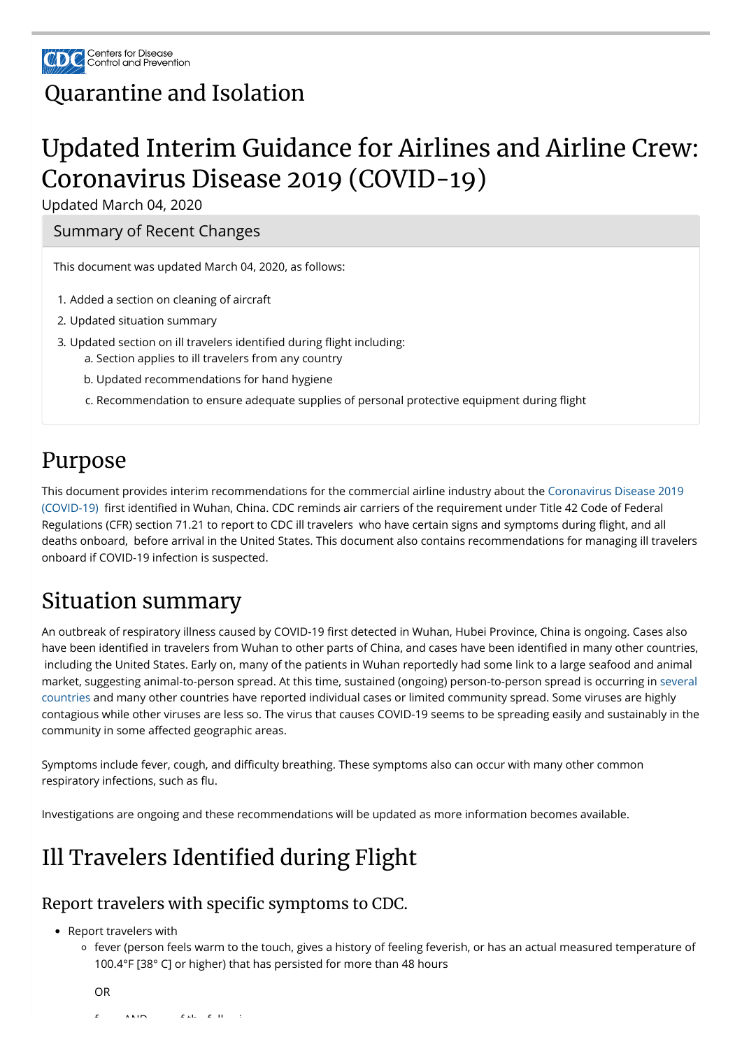Centers for Disease Control and Prevention

# Quarantine and Isolation

# Updated Interim Guidance for Airlines and Airline Crew: Coronavirus Disease 2019 (COVID-19)

Updated March 04, 2020

### Summary of Recent Changes

This document was updated March 04, 2020, as follows:

1. Added a section on cleaning of aircraft
2. Updated situation summary
3. Updated section on ill travelers identified during flight including:
   a. Section applies to ill travelers from any country
   b. Updated recommendations for hand hygiene
   c. Recommendation to ensure adequate supplies of personal protective equipment during flight

## Purpose

This document provides interim recommendations for the commercial airline industry about the Coronavirus Disease 2019 (COVID-19) first identified in Wuhan, China. CDC reminds air carriers of the requirement under Title 42 Code of Federal Regulations (CFR) section 71.21 to report to CDC ill travelers who have certain signs and symptoms during flight, and all deaths onboard, before arrival in the United States. This document also contains recommendations for managing ill travelers onboard if COVID-19 infection is suspected.

## Situation summary

An outbreak of respiratory illness caused by COVID-19 first detected in Wuhan, Hubei Province, China is ongoing. Cases also have been identified in travelers from Wuhan to other parts of China, and cases have been identified in many other countries, including the United States. Early on, many of the patients in Wuhan reportedly had some link to a large seafood and animal market, suggesting animal-to-person spread. At this time, sustained (ongoing) person-to-person spread is occurring in several countries and many other countries have reported individual cases or limited community spread. Some viruses are highly contagious while other viruses are less so. The virus that causes COVID-19 seems to be spreading easily and sustainably in the community in some affected geographic areas.

Symptoms include fever, cough, and difficulty breathing. These symptoms also can occur with many other common respiratory infections, such as flu.

Investigations are ongoing and these recommendations will be updated as more information becomes available.

## Ill Travelers Identified during Flight

### Report travelers with specific symptoms to CDC.

- Report travelers with
  - fever (person feels warm to the touch, gives a history of feeling feverish, or has an actual measured temperature of 100.4°F [38° C] or higher) that has persisted for more than 48 hours

    OR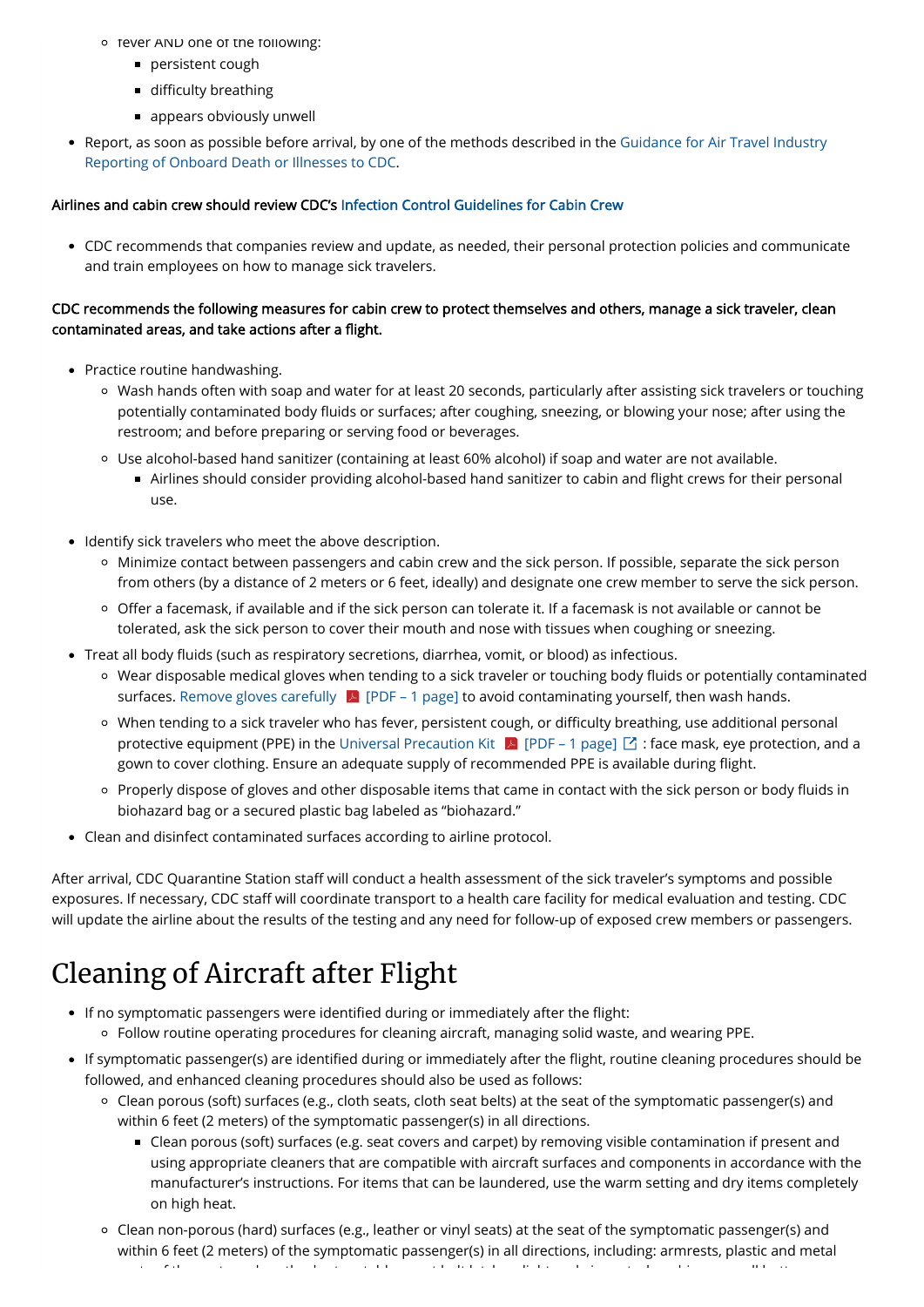- fever AND one of the following:
    - persistent cough
    - difficulty breathing
    - appears obviously unwell
- Report, as soon as possible before arrival, by one of the methods described in the Guidance for Air Travel Industry Reporting of Onboard Death or Illnesses to CDC.

**Airlines and cabin crew should review CDC's Infection Control Guidelines for Cabin Crew**

- CDC recommends that companies review and update, as needed, their personal protection policies and communicate and train employees on how to manage sick travelers.

**CDC recommends the following measures for cabin crew to protect themselves and others, manage a sick traveler, clean contaminated areas, and take actions after a flight.**

- Practice routine handwashing.
  - Wash hands often with soap and water for at least 20 seconds, particularly after assisting sick travelers or touching potentially contaminated body fluids or surfaces; after coughing, sneezing, or blowing your nose; after using the restroom; and before preparing or serving food or beverages.
  - Use alcohol-based hand sanitizer (containing at least 60% alcohol) if soap and water are not available.
    - Airlines should consider providing alcohol-based hand sanitizer to cabin and flight crews for their personal use.
- Identify sick travelers who meet the above description.
  - Minimize contact between passengers and cabin crew and the sick person. If possible, separate the sick person from others (by a distance of 2 meters or 6 feet, ideally) and designate one crew member to serve the sick person.
  - Offer a facemask, if available and if the sick person can tolerate it. If a facemask is not available or cannot be tolerated, ask the sick person to cover their mouth and nose with tissues when coughing or sneezing.
- Treat all body fluids (such as respiratory secretions, diarrhea, vomit, or blood) as infectious.
  - Wear disposable medical gloves when tending to a sick traveler or touching body fluids or potentially contaminated surfaces. Remove gloves carefully [PDF – 1 page] to avoid contaminating yourself, then wash hands.
  - When tending to a sick traveler who has fever, persistent cough, or difficulty breathing, use additional personal protective equipment (PPE) in the Universal Precaution Kit [PDF – 1 page] : face mask, eye protection, and a gown to cover clothing. Ensure an adequate supply of recommended PPE is available during flight.
  - Properly dispose of gloves and other disposable items that came in contact with the sick person or body fluids in biohazard bag or a secured plastic bag labeled as "biohazard."
- Clean and disinfect contaminated surfaces according to airline protocol.

After arrival, CDC Quarantine Station staff will conduct a health assessment of the sick traveler's symptoms and possible exposures. If necessary, CDC staff will coordinate transport to a health care facility for medical evaluation and testing. CDC will update the airline about the results of the testing and any need for follow-up of exposed crew members or passengers.

# Cleaning of Aircraft after Flight

- If no symptomatic passengers were identified during or immediately after the flight:
  - Follow routine operating procedures for cleaning aircraft, managing solid waste, and wearing PPE.
- If symptomatic passenger(s) are identified during or immediately after the flight, routine cleaning procedures should be followed, and enhanced cleaning procedures should also be used as follows:
  - Clean porous (soft) surfaces (e.g., cloth seats, cloth seat belts) at the seat of the symptomatic passenger(s) and within 6 feet (2 meters) of the symptomatic passenger(s) in all directions.
    - Clean porous (soft) surfaces (e.g. seat covers and carpet) by removing visible contamination if present and using appropriate cleaners that are compatible with aircraft surfaces and components in accordance with the manufacturer's instructions. For items that can be laundered, use the warm setting and dry items completely on high heat.
  - Clean non-porous (hard) surfaces (e.g., leather or vinyl seats) at the seat of the symptomatic passenger(s) and within 6 feet (2 meters) of the symptomatic passenger(s) in all directions, including: armrests, plastic and metal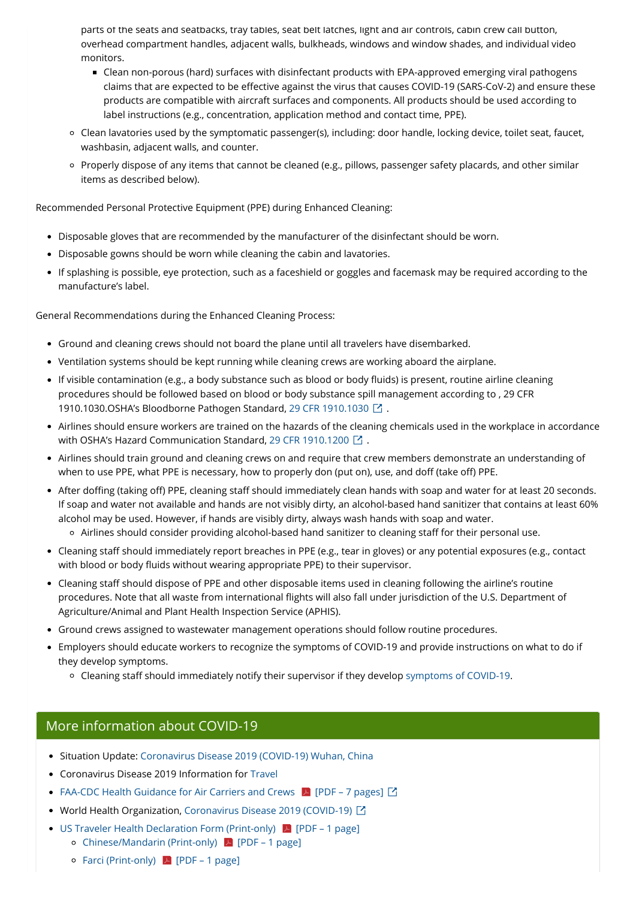parts of the seats and seatbacks, tray tables, seat belt latches, light and air controls, cabin crew call button, overhead compartment handles, adjacent walls, bulkheads, windows and window shades, and individual video monitors.
        - Clean non-porous (hard) surfaces with disinfectant products with EPA-approved emerging viral pathogens claims that are expected to be effective against the virus that causes COVID-19 (SARS-CoV-2) and ensure these products are compatible with aircraft surfaces and components. All products should be used according to label instructions (e.g., concentration, application method and contact time, PPE).
    - Clean lavatories used by the symptomatic passenger(s), including: door handle, locking device, toilet seat, faucet, washbasin, adjacent walls, and counter.
    - Properly dispose of any items that cannot be cleaned (e.g., pillows, passenger safety placards, and other similar items as described below).

Recommended Personal Protective Equipment (PPE) during Enhanced Cleaning:

- Disposable gloves that are recommended by the manufacturer of the disinfectant should be worn.
- Disposable gowns should be worn while cleaning the cabin and lavatories.
- If splashing is possible, eye protection, such as a faceshield or goggles and facemask may be required according to the manufacturer's label.

General Recommendations during the Enhanced Cleaning Process:

- Ground and cleaning crews should not board the plane until all travelers have disembarked.
- Ventilation systems should be kept running while cleaning crews are working aboard the airplane.
- If visible contamination (e.g., a body substance such as blood or body fluids) is present, routine airline cleaning procedures should be followed based on blood or body substance spill management according to , 29 CFR 1910.1030.OSHA's Bloodborne Pathogen Standard, 29 CFR 1910.1030 .
- Airlines should ensure workers are trained on the hazards of the cleaning chemicals used in the workplace in accordance with OSHA's Hazard Communication Standard, 29 CFR 1910.1200 .
- Airlines should train ground and cleaning crews on and require that crew members demonstrate an understanding of when to use PPE, what PPE is necessary, how to properly don (put on), use, and doff (take off) PPE.
- After doffing (taking off) PPE, cleaning staff should immediately clean hands with soap and water for at least 20 seconds. If soap and water not available and hands are not visibly dirty, an alcohol-based hand sanitizer that contains at least 60% alcohol may be used. However, if hands are visibly dirty, always wash hands with soap and water.
    - Airlines should consider providing alcohol-based hand sanitizer to cleaning staff for their personal use.
- Cleaning staff should immediately report breaches in PPE (e.g., tear in gloves) or any potential exposures (e.g., contact with blood or body fluids without wearing appropriate PPE) to their supervisor.
- Cleaning staff should dispose of PPE and other disposable items used in cleaning following the airline's routine procedures. Note that all waste from international flights will also fall under jurisdiction of the U.S. Department of Agriculture/Animal and Plant Health Inspection Service (APHIS).
- Ground crews assigned to wastewater management operations should follow routine procedures.
- Employers should educate workers to recognize the symptoms of COVID-19 and provide instructions on what to do if they develop symptoms.
    - Cleaning staff should immediately notify their supervisor if they develop symptoms of COVID-19.

## More information about COVID-19

- Situation Update: Coronavirus Disease 2019 (COVID-19) Wuhan, China
- Coronavirus Disease 2019 Information for Travel
- FAA-CDC Health Guidance for Air Carriers and Crews [PDF – 7 pages]
- World Health Organization, Coronavirus Disease 2019 (COVID-19)
- US Traveler Health Declaration Form (Print-only) [PDF – 1 page]
    - Chinese/Mandarin (Print-only) [PDF – 1 page]
    - Farci (Print-only) [PDF – 1 page]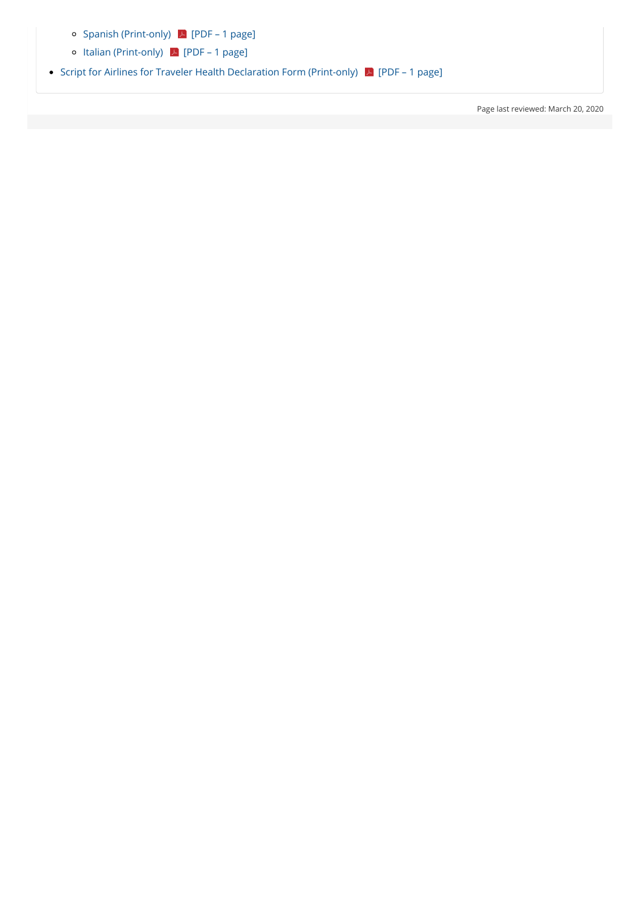- Spanish (Print-only) [PDF – 1 page]
    - Italian (Print-only) [PDF – 1 page]
- Script for Airlines for Traveler Health Declaration Form (Print-only) [PDF – 1 page]

Page last reviewed: March 20, 2020